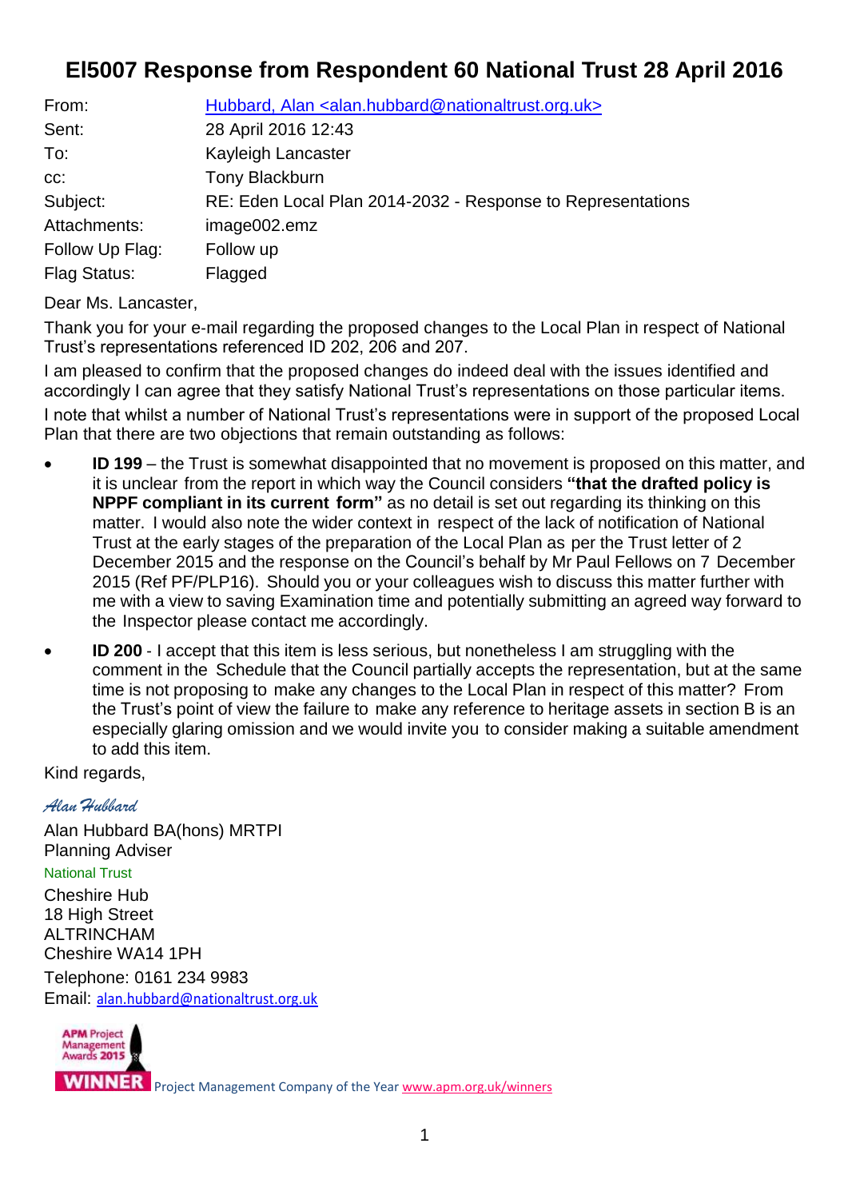# EI5007 Response from Respondent 60 National Trust 28 April 2016

| | |
|---|---|
| From: | Hubbard, Alan <alan.hubbard@nationaltrust.org.uk> |
| Sent: | 28 April 2016 12:43 |
| To: | Kayleigh Lancaster |
| cc: | Tony Blackburn |
| Subject: | RE: Eden Local Plan 2014-2032 - Response to Representations |
| Attachments: | image002.emz |
| Follow Up Flag: | Follow up |
| Flag Status: | Flagged |

Dear Ms. Lancaster,

Thank you for your e-mail regarding the proposed changes to the Local Plan in respect of National Trust's representations referenced ID 202, 206 and 207.

I am pleased to confirm that the proposed changes do indeed deal with the issues identified and accordingly I can agree that they satisfy National Trust's representations on those particular items.

I note that whilst a number of National Trust's representations were in support of the proposed Local Plan that there are two objections that remain outstanding as follows:

- **ID 199** – the Trust is somewhat disappointed that no movement is proposed on this matter, and it is unclear from the report in which way the Council considers **"that the drafted policy is NPPF compliant in its current form"** as no detail is set out regarding its thinking on this matter. I would also note the wider context in respect of the lack of notification of National Trust at the early stages of the preparation of the Local Plan as per the Trust letter of 2 December 2015 and the response on the Council's behalf by Mr Paul Fellows on 7 December 2015 (Ref PF/PLP16). Should you or your colleagues wish to discuss this matter further with me with a view to saving Examination time and potentially submitting an agreed way forward to the Inspector please contact me accordingly.
- **ID 200** - I accept that this item is less serious, but nonetheless I am struggling with the comment in the Schedule that the Council partially accepts the representation, but at the same time is not proposing to make any changes to the Local Plan in respect of this matter? From the Trust's point of view the failure to make any reference to heritage assets in section B is an especially glaring omission and we would invite you to consider making a suitable amendment to add this item.

Kind regards,

*Alan Hubbard*

Alan Hubbard BA(hons) MRTPI
Planning Adviser
National Trust
Cheshire Hub
18 High Street
ALTRINCHAM
Cheshire WA14 1PH
Telephone: 0161 234 9983
Email: alan.hubbard@nationaltrust.org.uk

APM Project Management Awards 2015 WINNER Project Management Company of the Year www.apm.org.uk/winners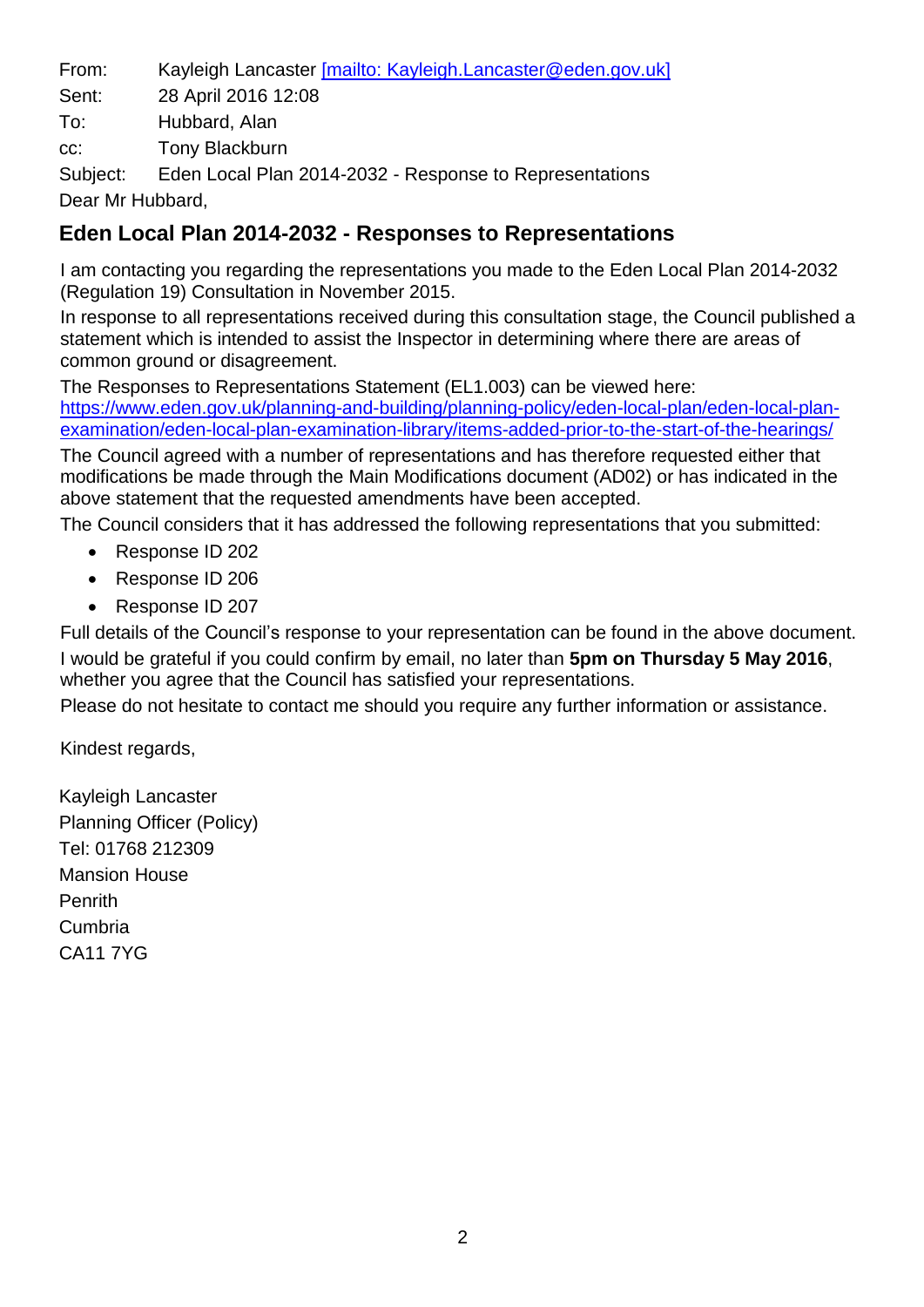From: Kayleigh Lancaster [mailto: Kayleigh.Lancaster@eden.gov.uk]
Sent: 28 April 2016 12:08
To: Hubbard, Alan
cc: Tony Blackburn
Subject: Eden Local Plan 2014-2032 - Response to Representations

Dear Mr Hubbard,

## Eden Local Plan 2014-2032 - Responses to Representations

I am contacting you regarding the representations you made to the Eden Local Plan 2014-2032 (Regulation 19) Consultation in November 2015.

In response to all representations received during this consultation stage, the Council published a statement which is intended to assist the Inspector in determining where there are areas of common ground or disagreement.

The Responses to Representations Statement (EL1.003) can be viewed here: https://www.eden.gov.uk/planning-and-building/planning-policy/eden-local-plan/eden-local-plan-examination/eden-local-plan-examination-library/items-added-prior-to-the-start-of-the-hearings/

The Council agreed with a number of representations and has therefore requested either that modifications be made through the Main Modifications document (AD02) or has indicated in the above statement that the requested amendments have been accepted.

The Council considers that it has addressed the following representations that you submitted:

- Response ID 202
- Response ID 206
- Response ID 207

Full details of the Council's response to your representation can be found in the above document.

I would be grateful if you could confirm by email, no later than **5pm on Thursday 5 May 2016**, whether you agree that the Council has satisfied your representations.

Please do not hesitate to contact me should you require any further information or assistance.

Kindest regards,

Kayleigh Lancaster
Planning Officer (Policy)
Tel: 01768 212309
Mansion House
Penrith
Cumbria
CA11 7YG